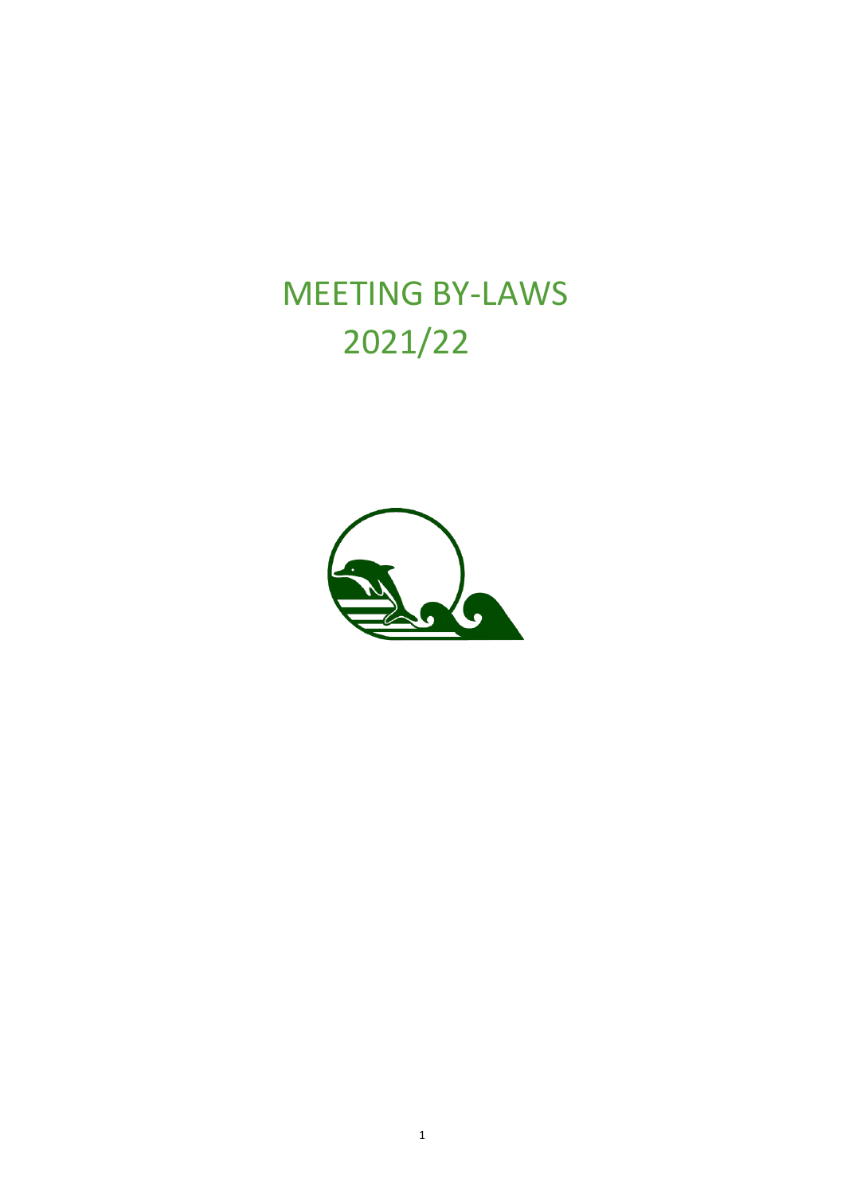# MEETING BY-LAWS
# 2021/22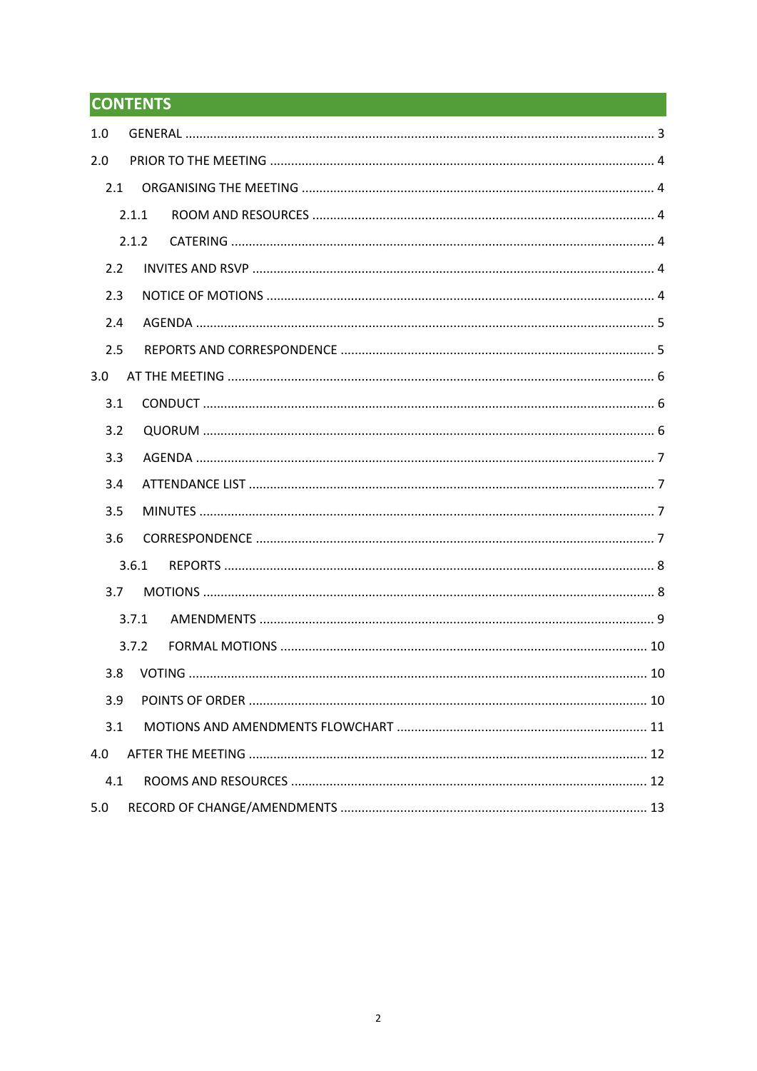# CONTENTS

1.0 GENERAL ........................................................................................................................ 3

2.0 PRIOR TO THE MEETING ............................................................................................... 4

2.1 ORGANISING THE MEETING ...................................................................................... 4

2.1.1 ROOM AND RESOURCES ......................................................................................... 4

2.1.2 CATERING ................................................................................................................ 4

2.2 INVITES AND RSVP ...................................................................................................... 4

2.3 NOTICE OF MOTIONS ................................................................................................. 4

2.4 AGENDA ....................................................................................................................... 5

2.5 REPORTS AND CORRESPONDENCE ............................................................................ 5

3.0 AT THE MEETING ............................................................................................................ 6

3.1 CONDUCT .................................................................................................................... 6

3.2 QUORUM ..................................................................................................................... 6

3.3 AGENDA ....................................................................................................................... 7

3.4 ATTENDANCE LIST ....................................................................................................... 7

3.5 MINUTES ...................................................................................................................... 7

3.6 CORRESPONDENCE .................................................................................................... 7

3.6.1 REPORTS .................................................................................................................. 8

3.7 MOTIONS ..................................................................................................................... 8

3.7.1 AMENDMENTS ......................................................................................................... 9

3.7.2 FORMAL MOTIONS ................................................................................................ 10

3.8 VOTING ...................................................................................................................... 10

3.9 POINTS OF ORDER ..................................................................................................... 10

3.1 MOTIONS AND AMENDMENTS FLOWCHART ............................................................ 11

4.0 AFTER THE MEETING .................................................................................................... 12

4.1 ROOMS AND RESOURCES ........................................................................................ 12

5.0 RECORD OF CHANGE/AMENDMENTS ........................................................................... 13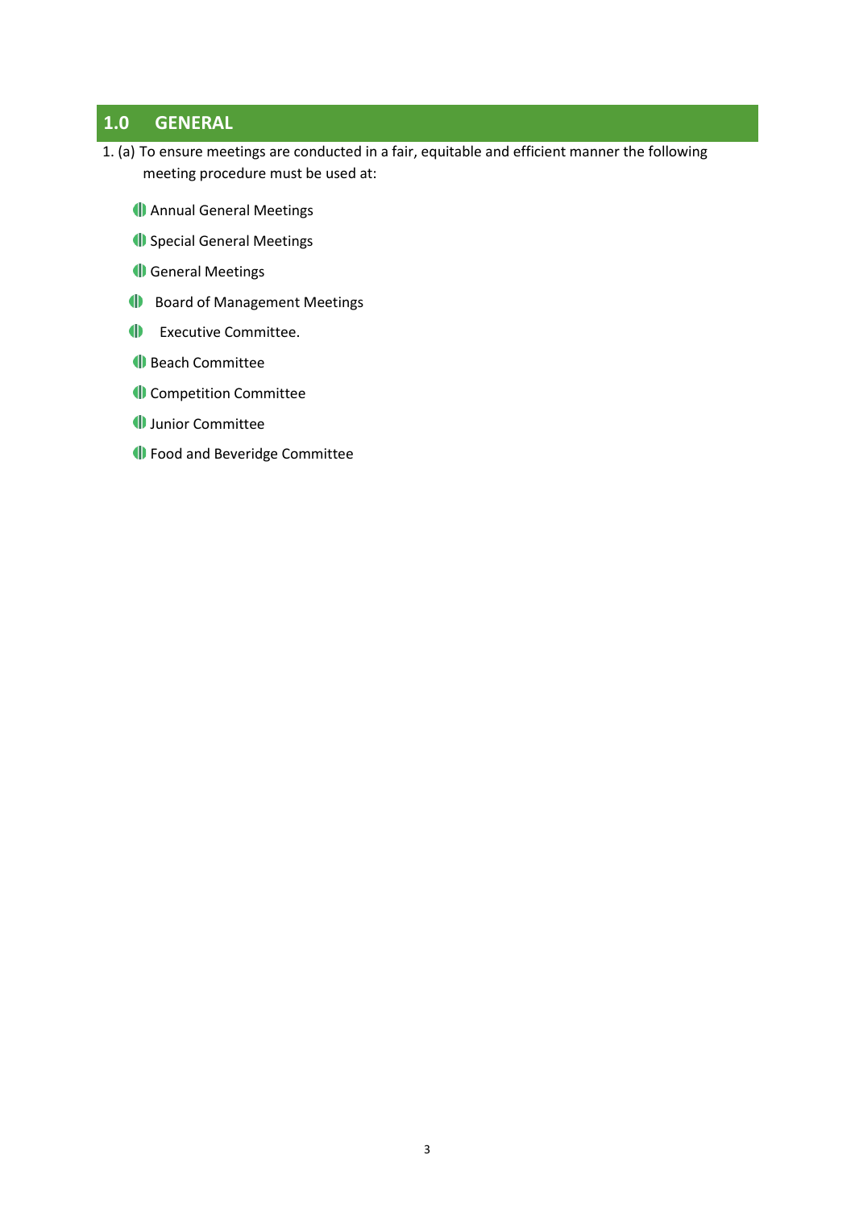## 1.0 GENERAL

1. (a) To ensure meetings are conducted in a fair, equitable and efficient manner the following meeting procedure must be used at:

- Annual General Meetings
- Special General Meetings
- General Meetings
- Board of Management Meetings
- Executive Committee.
- Beach Committee
- Competition Committee
- Junior Committee
- Food and Beveridge Committee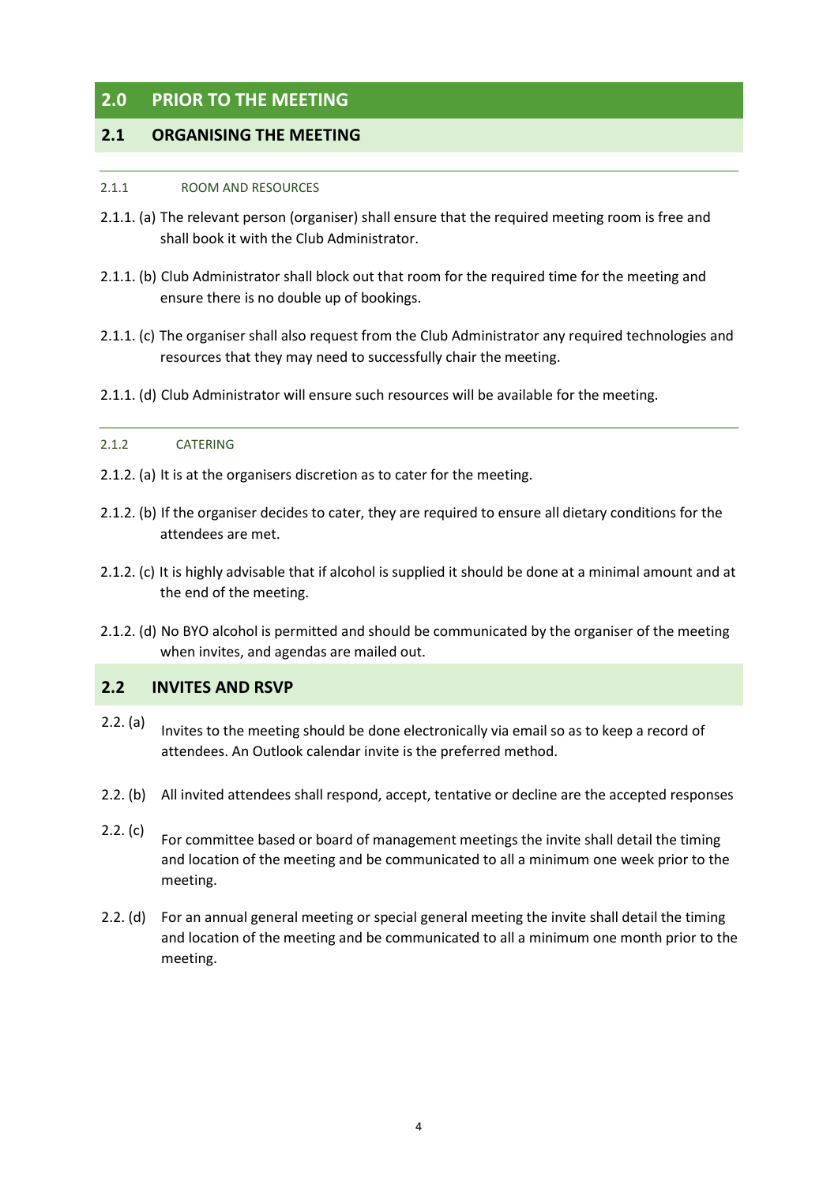## 2.0 PRIOR TO THE MEETING

### 2.1 ORGANISING THE MEETING

#### 2.1.1 ROOM AND RESOURCES

2.1.1. (a) The relevant person (organiser) shall ensure that the required meeting room is free and shall book it with the Club Administrator.

2.1.1. (b) Club Administrator shall block out that room for the required time for the meeting and ensure there is no double up of bookings.

2.1.1. (c) The organiser shall also request from the Club Administrator any required technologies and resources that they may need to successfully chair the meeting.

2.1.1. (d) Club Administrator will ensure such resources will be available for the meeting.

#### 2.1.2 CATERING

2.1.2. (a) It is at the organisers discretion as to cater for the meeting.

2.1.2. (b) If the organiser decides to cater, they are required to ensure all dietary conditions for the attendees are met.

2.1.2. (c) It is highly advisable that if alcohol is supplied it should be done at a minimal amount and at the end of the meeting.

2.1.2. (d) No BYO alcohol is permitted and should be communicated by the organiser of the meeting when invites, and agendas are mailed out.

### 2.2 INVITES AND RSVP

2.2. (a) Invites to the meeting should be done electronically via email so as to keep a record of attendees. An Outlook calendar invite is the preferred method.

2.2. (b) All invited attendees shall respond, accept, tentative or decline are the accepted responses

2.2. (c) For committee based or board of management meetings the invite shall detail the timing and location of the meeting and be communicated to all a minimum one week prior to the meeting.

2.2. (d) For an annual general meeting or special general meeting the invite shall detail the timing and location of the meeting and be communicated to all a minimum one month prior to the meeting.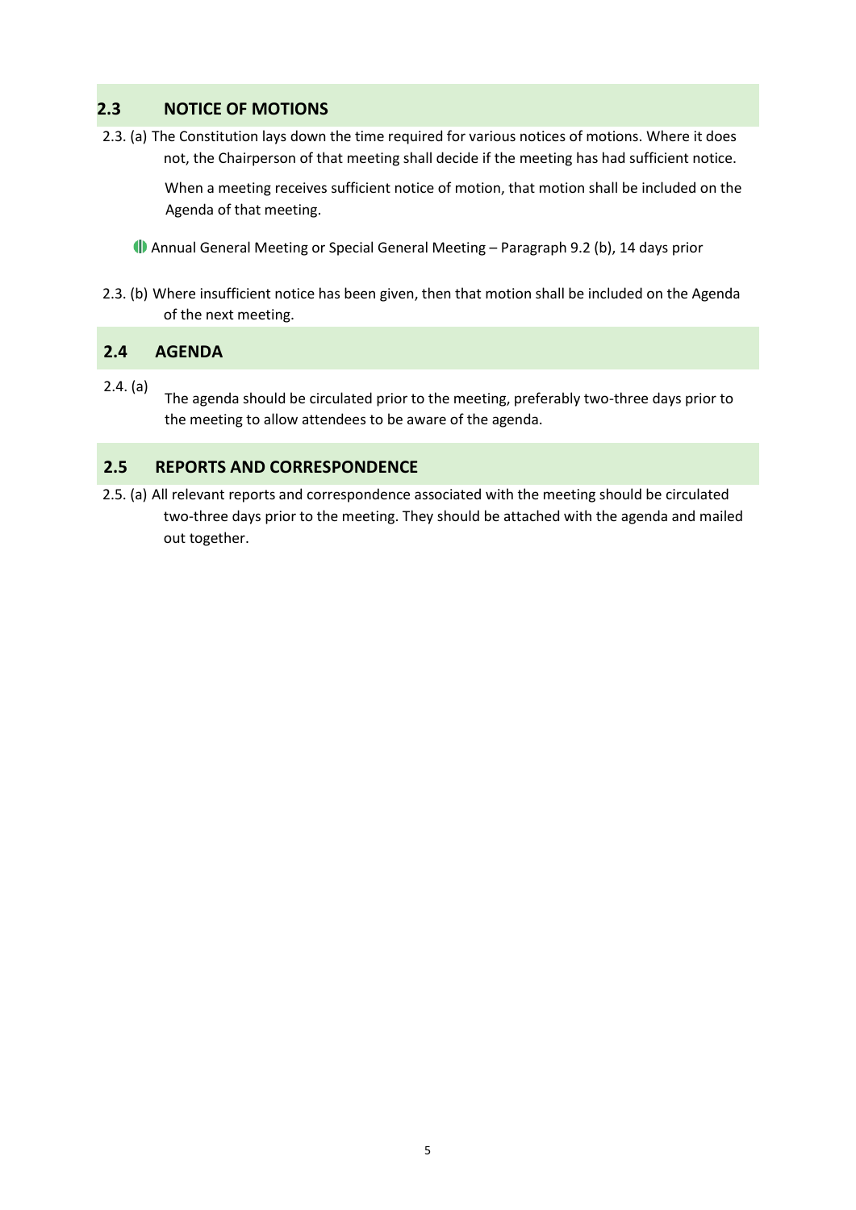## 2.3 NOTICE OF MOTIONS

2.3. (a) The Constitution lays down the time required for various notices of motions. Where it does not, the Chairperson of that meeting shall decide if the meeting has had sufficient notice.

When a meeting receives sufficient notice of motion, that motion shall be included on the Agenda of that meeting.

- Annual General Meeting or Special General Meeting – Paragraph 9.2 (b), 14 days prior

2.3. (b) Where insufficient notice has been given, then that motion shall be included on the Agenda of the next meeting.

## 2.4 AGENDA

2.4. (a) The agenda should be circulated prior to the meeting, preferably two-three days prior to the meeting to allow attendees to be aware of the agenda.

## 2.5 REPORTS AND CORRESPONDENCE

2.5. (a) All relevant reports and correspondence associated with the meeting should be circulated two-three days prior to the meeting. They should be attached with the agenda and mailed out together.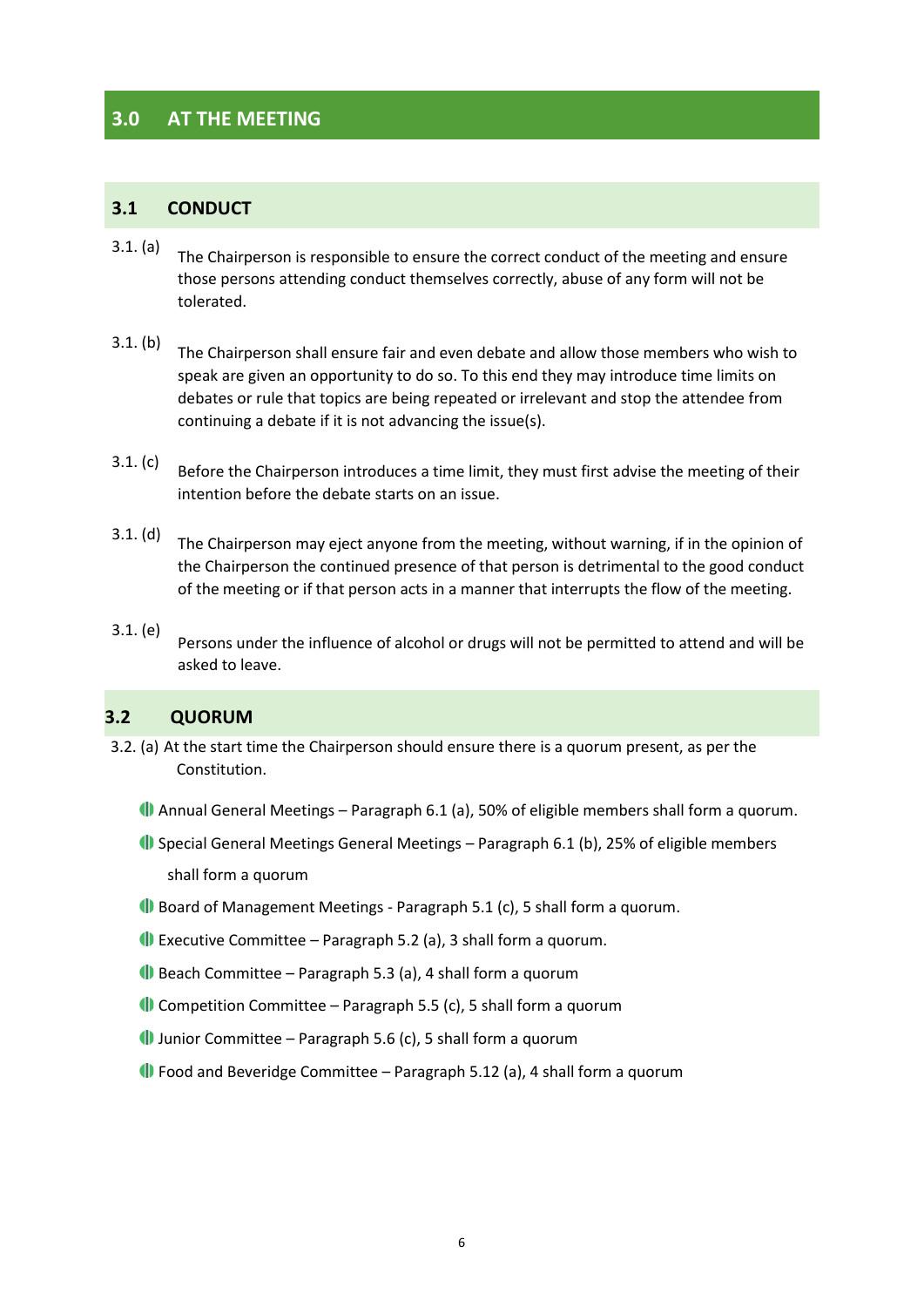## 3.0 AT THE MEETING

### 3.1 CONDUCT

3.1. (a) The Chairperson is responsible to ensure the correct conduct of the meeting and ensure those persons attending conduct themselves correctly, abuse of any form will not be tolerated.

3.1. (b) The Chairperson shall ensure fair and even debate and allow those members who wish to speak are given an opportunity to do so. To this end they may introduce time limits on debates or rule that topics are being repeated or irrelevant and stop the attendee from continuing a debate if it is not advancing the issue(s).

3.1. (c) Before the Chairperson introduces a time limit, they must first advise the meeting of their intention before the debate starts on an issue.

3.1. (d) The Chairperson may eject anyone from the meeting, without warning, if in the opinion of the Chairperson the continued presence of that person is detrimental to the good conduct of the meeting or if that person acts in a manner that interrupts the flow of the meeting.

3.1. (e) Persons under the influence of alcohol or drugs will not be permitted to attend and will be asked to leave.

### 3.2 QUORUM

3.2. (a) At the start time the Chairperson should ensure there is a quorum present, as per the Constitution.

- Annual General Meetings – Paragraph 6.1 (a), 50% of eligible members shall form a quorum.
- Special General Meetings General Meetings – Paragraph 6.1 (b), 25% of eligible members shall form a quorum
- Board of Management Meetings - Paragraph 5.1 (c), 5 shall form a quorum.
- Executive Committee – Paragraph 5.2 (a), 3 shall form a quorum.
- Beach Committee – Paragraph 5.3 (a), 4 shall form a quorum
- Competition Committee – Paragraph 5.5 (c), 5 shall form a quorum
- Junior Committee – Paragraph 5.6 (c), 5 shall form a quorum
- Food and Beveridge Committee – Paragraph 5.12 (a), 4 shall form a quorum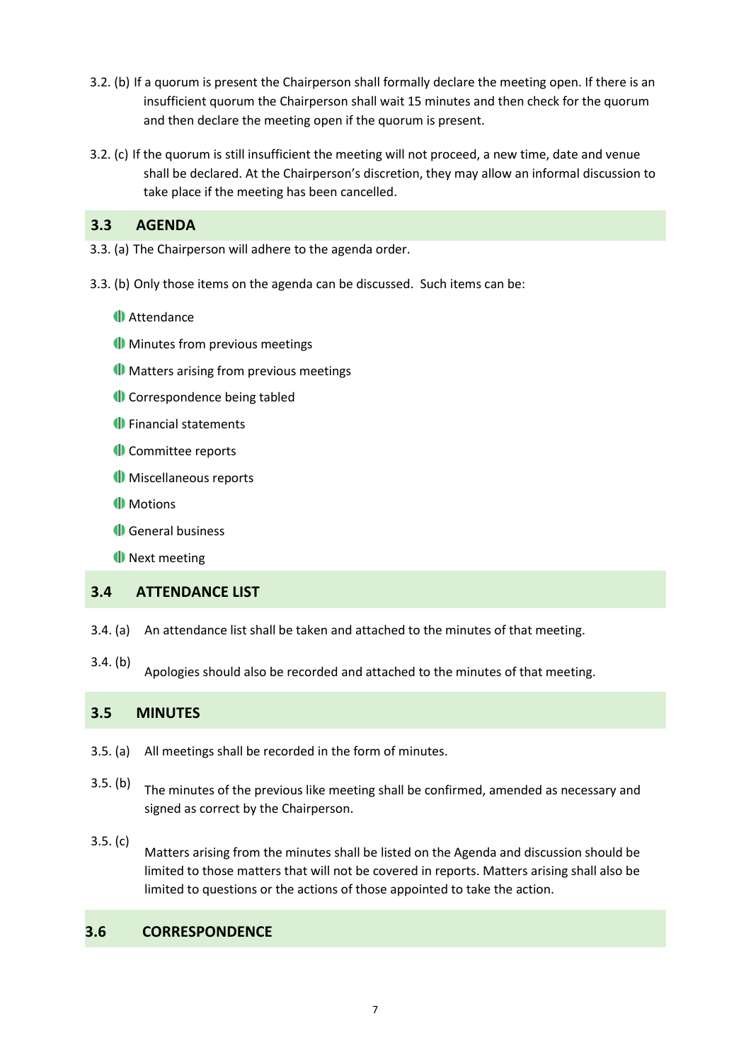3.2. (b) If a quorum is present the Chairperson shall formally declare the meeting open. If there is an insufficient quorum the Chairperson shall wait 15 minutes and then check for the quorum and then declare the meeting open if the quorum is present.

3.2. (c) If the quorum is still insufficient the meeting will not proceed, a new time, date and venue shall be declared. At the Chairperson's discretion, they may allow an informal discussion to take place if the meeting has been cancelled.

## 3.3 AGENDA

3.3. (a) The Chairperson will adhere to the agenda order.

3.3. (b) Only those items on the agenda can be discussed. Such items can be:

- Attendance
- Minutes from previous meetings
- Matters arising from previous meetings
- Correspondence being tabled
- Financial statements
- Committee reports
- Miscellaneous reports
- Motions
- General business
- Next meeting

## 3.4 ATTENDANCE LIST

3.4. (a) An attendance list shall be taken and attached to the minutes of that meeting.

3.4. (b) Apologies should also be recorded and attached to the minutes of that meeting.

## 3.5 MINUTES

3.5. (a) All meetings shall be recorded in the form of minutes.

3.5. (b) The minutes of the previous like meeting shall be confirmed, amended as necessary and signed as correct by the Chairperson.

3.5. (c) Matters arising from the minutes shall be listed on the Agenda and discussion should be limited to those matters that will not be covered in reports. Matters arising shall also be limited to questions or the actions of those appointed to take the action.

## 3.6 CORRESPONDENCE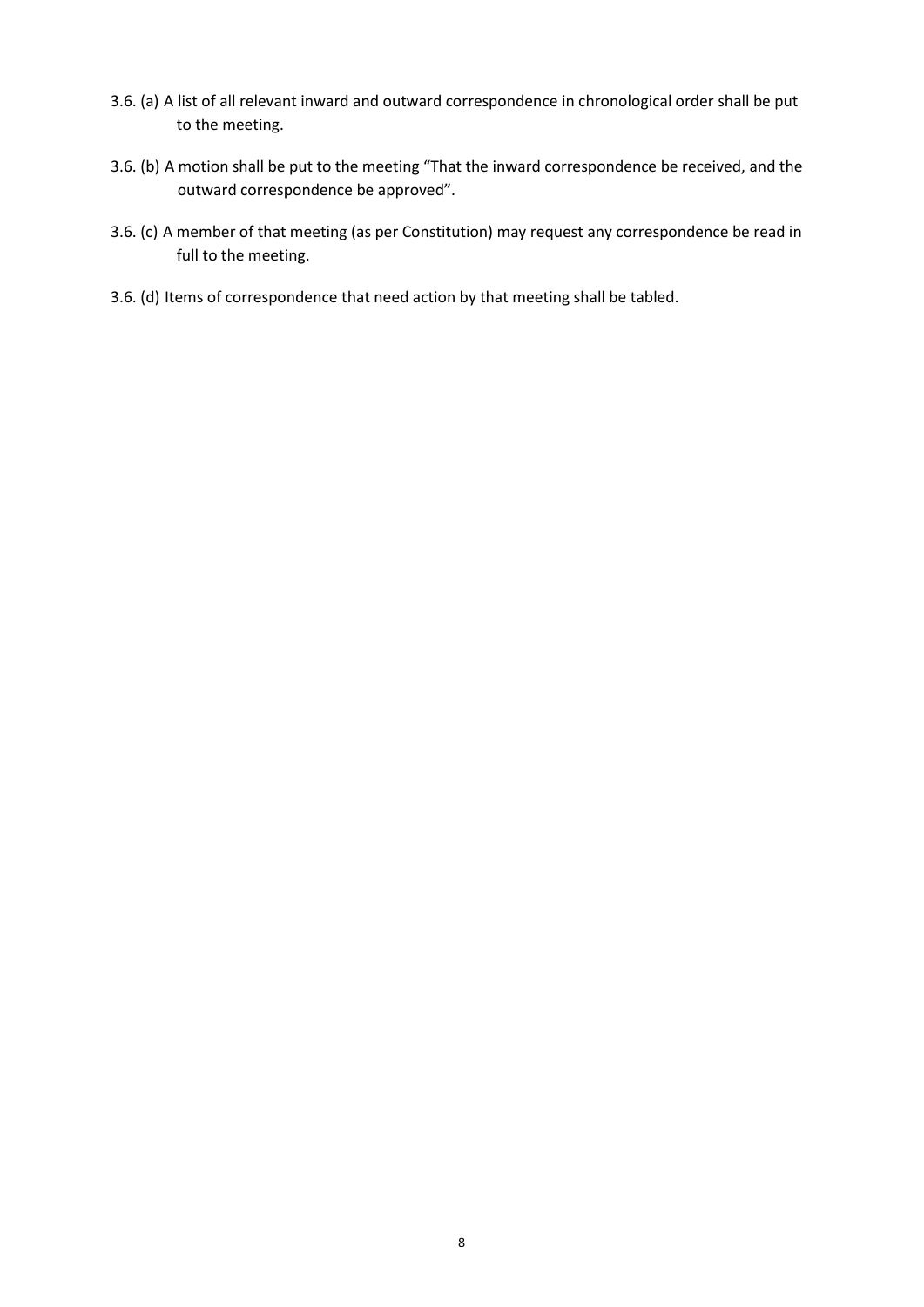3.6. (a) A list of all relevant inward and outward correspondence in chronological order shall be put to the meeting.

3.6. (b) A motion shall be put to the meeting "That the inward correspondence be received, and the outward correspondence be approved".

3.6. (c) A member of that meeting (as per Constitution) may request any correspondence be read in full to the meeting.

3.6. (d) Items of correspondence that need action by that meeting shall be tabled.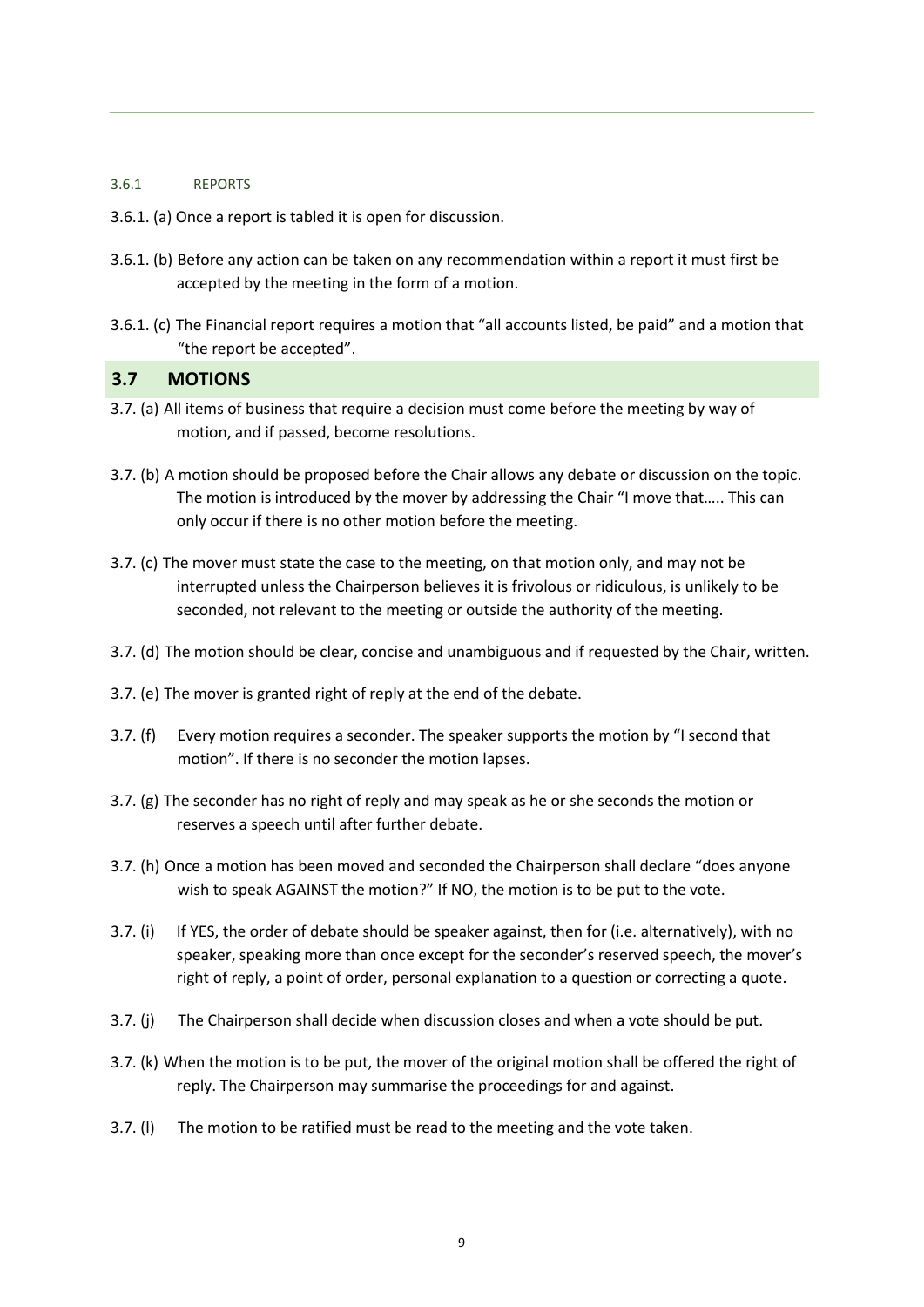#### 3.6.1 REPORTS

3.6.1. (a) Once a report is tabled it is open for discussion.

3.6.1. (b) Before any action can be taken on any recommendation within a report it must first be accepted by the meeting in the form of a motion.

3.6.1. (c) The Financial report requires a motion that "all accounts listed, be paid" and a motion that "the report be accepted".

## 3.7 MOTIONS

3.7. (a) All items of business that require a decision must come before the meeting by way of motion, and if passed, become resolutions.

3.7. (b) A motion should be proposed before the Chair allows any debate or discussion on the topic. The motion is introduced by the mover by addressing the Chair "I move that….. This can only occur if there is no other motion before the meeting.

3.7. (c) The mover must state the case to the meeting, on that motion only, and may not be interrupted unless the Chairperson believes it is frivolous or ridiculous, is unlikely to be seconded, not relevant to the meeting or outside the authority of the meeting.

3.7. (d) The motion should be clear, concise and unambiguous and if requested by the Chair, written.

3.7. (e) The mover is granted right of reply at the end of the debate.

3.7. (f) Every motion requires a seconder. The speaker supports the motion by "I second that motion". If there is no seconder the motion lapses.

3.7. (g) The seconder has no right of reply and may speak as he or she seconds the motion or reserves a speech until after further debate.

3.7. (h) Once a motion has been moved and seconded the Chairperson shall declare "does anyone wish to speak AGAINST the motion?" If NO, the motion is to be put to the vote.

3.7. (i) If YES, the order of debate should be speaker against, then for (i.e. alternatively), with no speaker, speaking more than once except for the seconder's reserved speech, the mover's right of reply, a point of order, personal explanation to a question or correcting a quote.

3.7. (j) The Chairperson shall decide when discussion closes and when a vote should be put.

3.7. (k) When the motion is to be put, the mover of the original motion shall be offered the right of reply. The Chairperson may summarise the proceedings for and against.

3.7. (l) The motion to be ratified must be read to the meeting and the vote taken.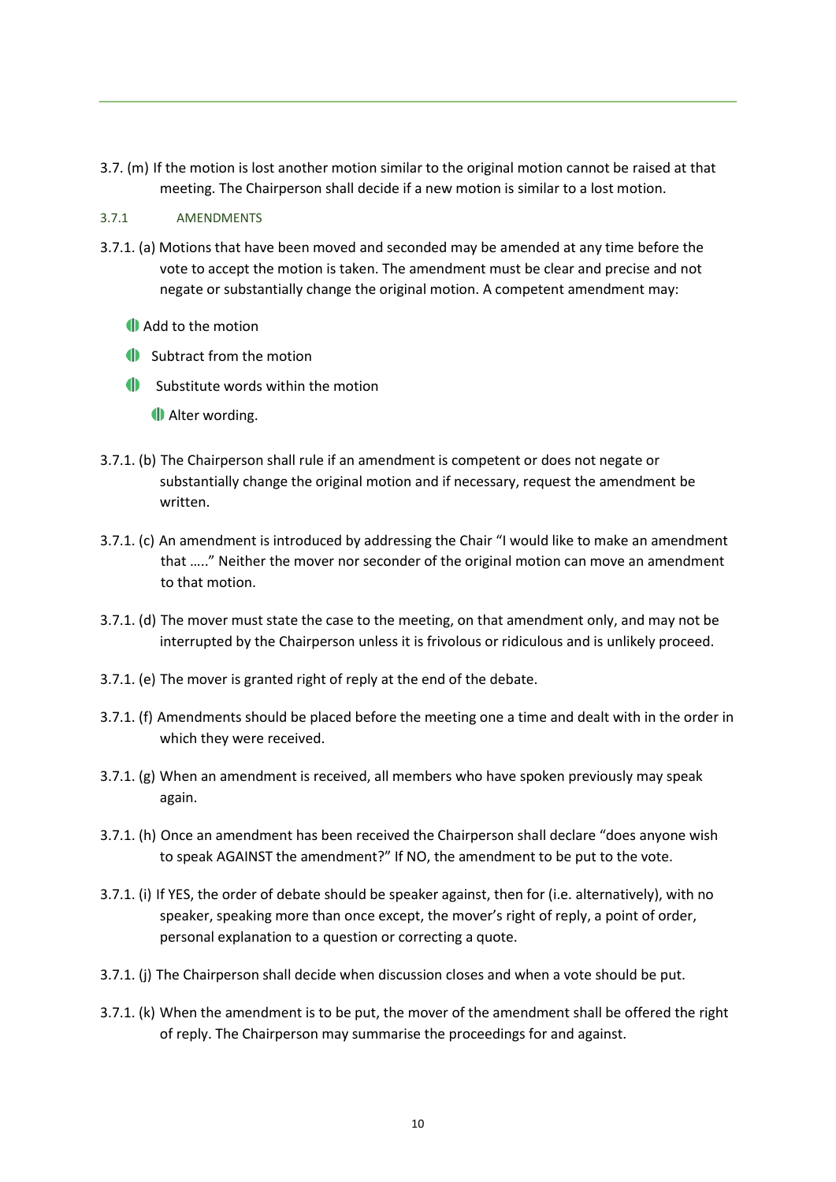3.7. (m) If the motion is lost another motion similar to the original motion cannot be raised at that meeting. The Chairperson shall decide if a new motion is similar to a lost motion.

### 3.7.1 AMENDMENTS

3.7.1. (a) Motions that have been moved and seconded may be amended at any time before the vote to accept the motion is taken. The amendment must be clear and precise and not negate or substantially change the original motion. A competent amendment may:

- Add to the motion
- Subtract from the motion
- Substitute words within the motion
- Alter wording.

3.7.1. (b) The Chairperson shall rule if an amendment is competent or does not negate or substantially change the original motion and if necessary, request the amendment be written.

3.7.1. (c) An amendment is introduced by addressing the Chair "I would like to make an amendment that …..." Neither the mover nor seconder of the original motion can move an amendment to that motion.

3.7.1. (d) The mover must state the case to the meeting, on that amendment only, and may not be interrupted by the Chairperson unless it is frivolous or ridiculous and is unlikely proceed.

3.7.1. (e) The mover is granted right of reply at the end of the debate.

3.7.1. (f) Amendments should be placed before the meeting one a time and dealt with in the order in which they were received.

3.7.1. (g) When an amendment is received, all members who have spoken previously may speak again.

3.7.1. (h) Once an amendment has been received the Chairperson shall declare "does anyone wish to speak AGAINST the amendment?" If NO, the amendment to be put to the vote.

3.7.1. (i) If YES, the order of debate should be speaker against, then for (i.e. alternatively), with no speaker, speaking more than once except, the mover's right of reply, a point of order, personal explanation to a question or correcting a quote.

3.7.1. (j) The Chairperson shall decide when discussion closes and when a vote should be put.

3.7.1. (k) When the amendment is to be put, the mover of the amendment shall be offered the right of reply. The Chairperson may summarise the proceedings for and against.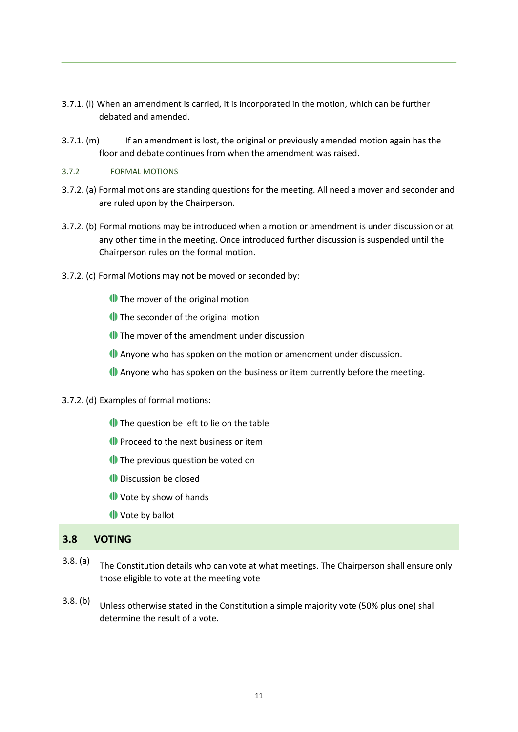3.7.1. (l) When an amendment is carried, it is incorporated in the motion, which can be further debated and amended.

3.7.1. (m) If an amendment is lost, the original or previously amended motion again has the floor and debate continues from when the amendment was raised.

### 3.7.2 FORMAL MOTIONS

3.7.2. (a) Formal motions are standing questions for the meeting. All need a mover and seconder and are ruled upon by the Chairperson.

3.7.2. (b) Formal motions may be introduced when a motion or amendment is under discussion or at any other time in the meeting. Once introduced further discussion is suspended until the Chairperson rules on the formal motion.

3.7.2. (c) Formal Motions may not be moved or seconded by:

- The mover of the original motion
- The seconder of the original motion
- The mover of the amendment under discussion
- Anyone who has spoken on the motion or amendment under discussion.
- Anyone who has spoken on the business or item currently before the meeting.

3.7.2. (d) Examples of formal motions:

- The question be left to lie on the table
- Proceed to the next business or item
- The previous question be voted on
- Discussion be closed
- Vote by show of hands
- Vote by ballot

## 3.8 VOTING

3.8. (a) The Constitution details who can vote at what meetings. The Chairperson shall ensure only those eligible to vote at the meeting vote

3.8. (b) Unless otherwise stated in the Constitution a simple majority vote (50% plus one) shall determine the result of a vote.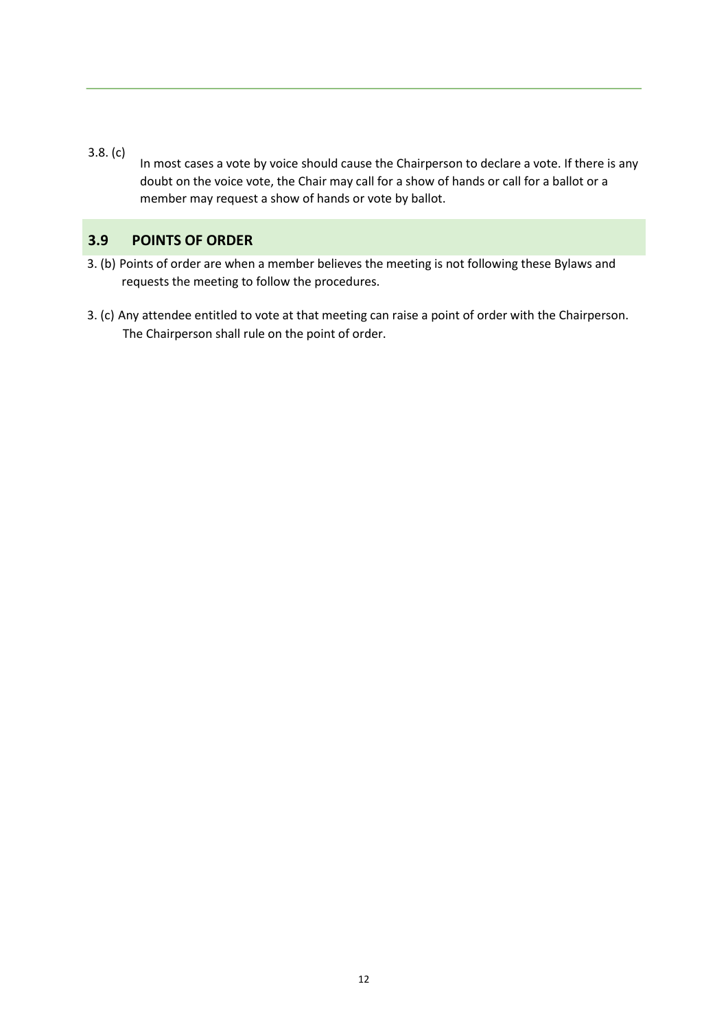3.8. (c) In most cases a vote by voice should cause the Chairperson to declare a vote. If there is any doubt on the voice vote, the Chair may call for a show of hands or call for a ballot or a member may request a show of hands or vote by ballot.

## 3.9 POINTS OF ORDER

3. (b) Points of order are when a member believes the meeting is not following these Bylaws and requests the meeting to follow the procedures.

3. (c) Any attendee entitled to vote at that meeting can raise a point of order with the Chairperson. The Chairperson shall rule on the point of order.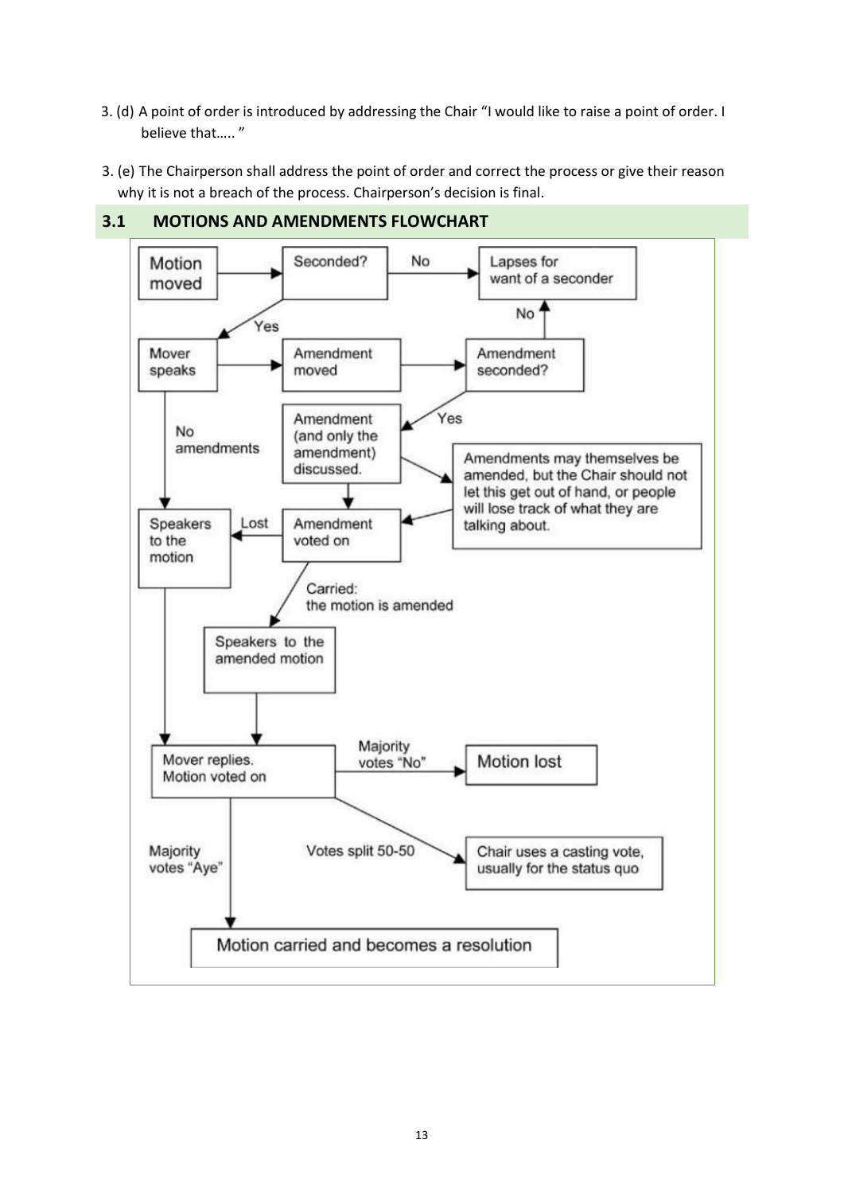3. (d) A point of order is introduced by addressing the Chair "I would like to raise a point of order. I believe that….. "

3. (e) The Chairperson shall address the point of order and correct the process or give their reason why it is not a breach of the process. Chairperson's decision is final.

## 3.1 MOTIONS AND AMENDMENTS FLOWCHART

- Motion moved → Seconded?
  - No → Lapses for want of a seconder
  - Yes → Mover speaks
- Mover speaks → Amendment moved → Amendment seconded?
  - No → Lapses for want of a seconder
  - Yes → Amendment (and only the amendment) discussed.
- Amendment (and only the amendment) discussed. → Amendments may themselves be amended, but the Chair should not let this get out of hand, or people will lose track of what they are talking about. → Amendment voted on
- Amendment (and only the amendment) discussed. → Amendment voted on
  - Lost → Speakers to the motion
  - Carried: the motion is amended → Speakers to the amended motion
- Mover speaks → No amendments → Speakers to the motion
- Speakers to the motion → Mover replies. Motion voted on
- Speakers to the amended motion → Mover replies. Motion voted on
- Mover replies. Motion voted on
  - Majority votes "No" → Motion lost
  - Votes split 50-50 → Chair uses a casting vote, usually for the status quo
  - Majority votes "Aye" → Motion carried and becomes a resolution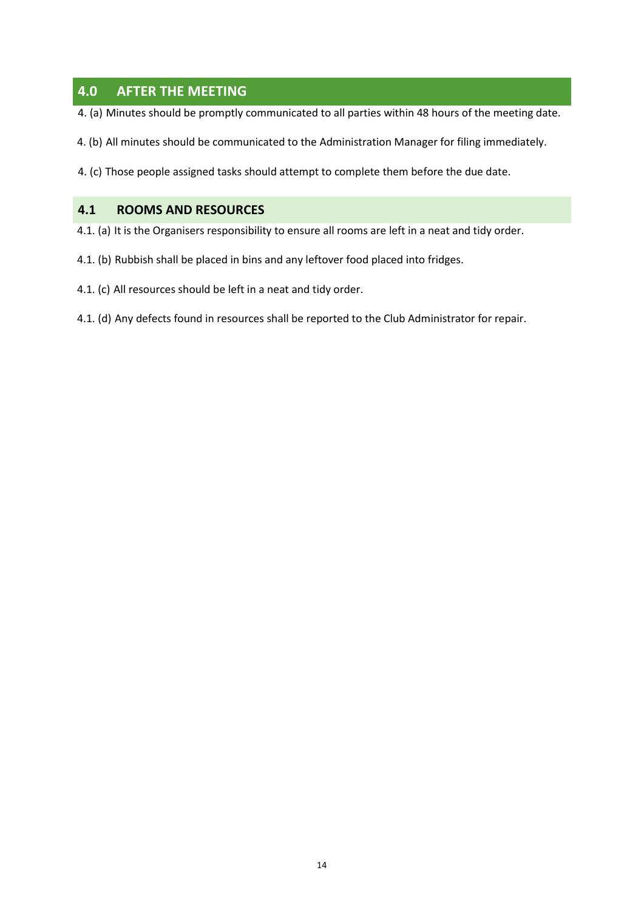## 4.0 AFTER THE MEETING

4. (a) Minutes should be promptly communicated to all parties within 48 hours of the meeting date.

4. (b) All minutes should be communicated to the Administration Manager for filing immediately.

4. (c) Those people assigned tasks should attempt to complete them before the due date.

### 4.1 ROOMS AND RESOURCES

4.1. (a) It is the Organisers responsibility to ensure all rooms are left in a neat and tidy order.

4.1. (b) Rubbish shall be placed in bins and any leftover food placed into fridges.

4.1. (c) All resources should be left in a neat and tidy order.

4.1. (d) Any defects found in resources shall be reported to the Club Administrator for repair.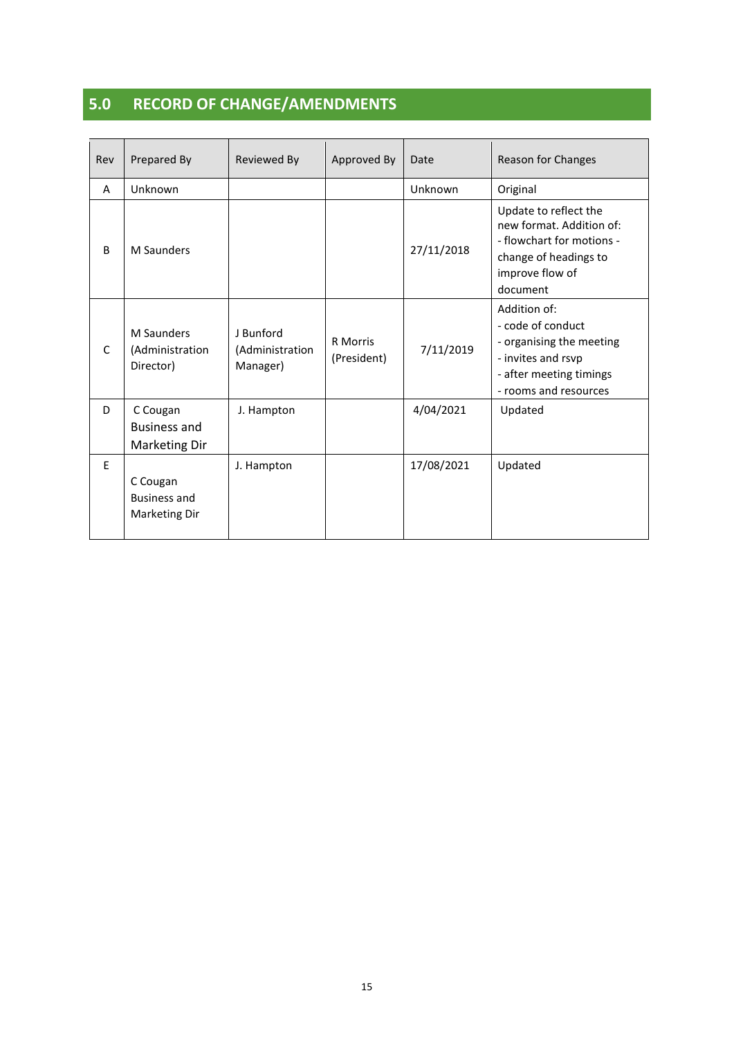## 5.0 RECORD OF CHANGE/AMENDMENTS

| Rev | Prepared By | Reviewed By | Approved By | Date | Reason for Changes |
|---|---|---|---|---|---|
| A | Unknown | | | Unknown | Original |
| B | M Saunders | | | 27/11/2018 | Update to reflect the new format. Addition of: - flowchart for motions - change of headings to improve flow of document |
| C | M Saunders (Administration Director) | J Bunford (Administration Manager) | R Morris (President) | 7/11/2019 | Addition of: - code of conduct - organising the meeting - invites and rsvp - after meeting timings - rooms and resources |
| D | C Cougan Business and Marketing Dir | J. Hampton | | 4/04/2021 | Updated |
| E | C Cougan Business and Marketing Dir | J. Hampton | | 17/08/2021 | Updated |